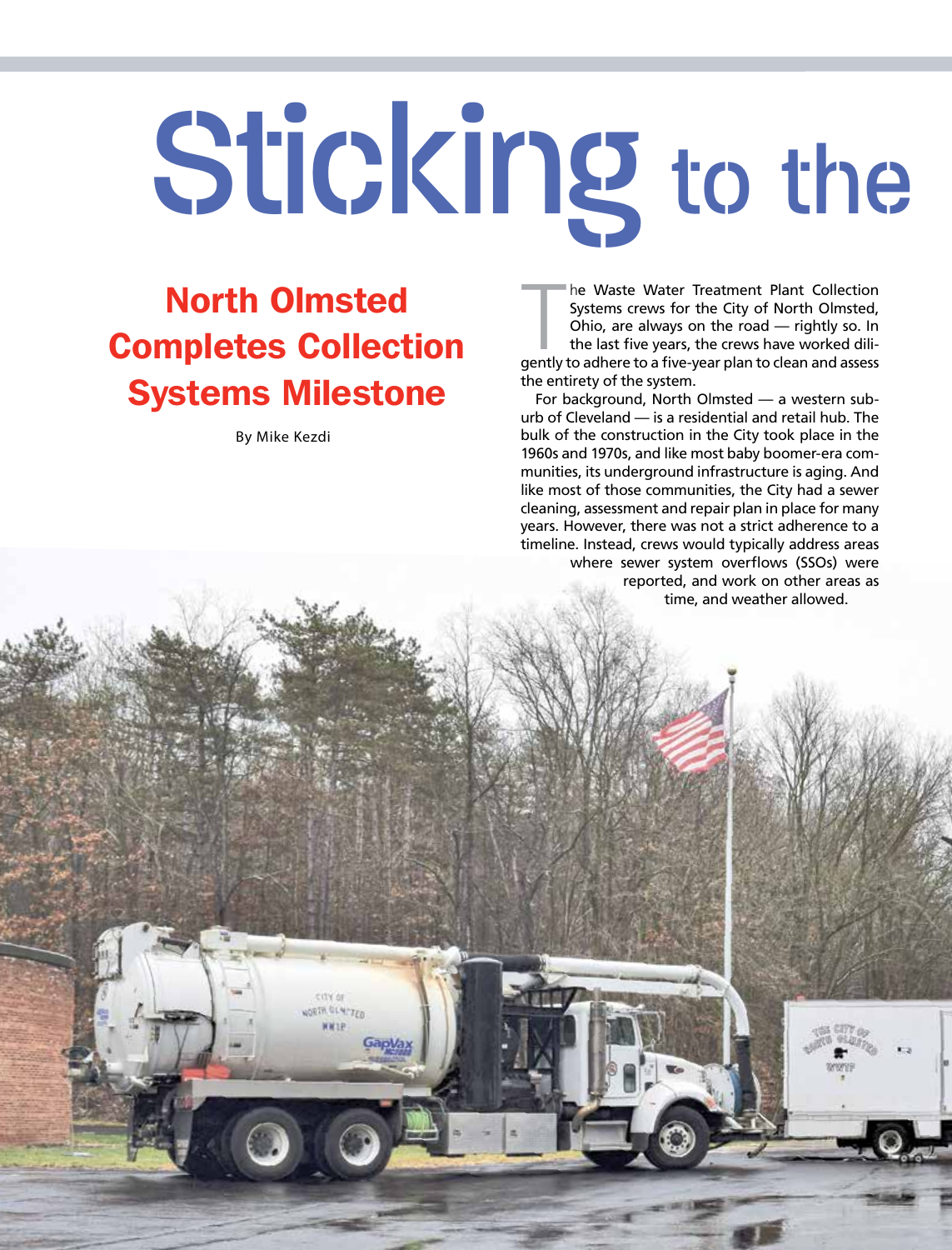# Sticking to the

## North Olmsted Completes Collection Systems Milestone

By Mike Kezdi

The Waste Water Treatment Plant Collection Systems crews for the City of North Olmsted, Ohio, are always on the road — rightly so. In the last five years, the crews have worked diligently to adhere to a five-year plan to clean and assess the entirety of the system.

For background, North Olmsted — a western suburb of Cleveland — is a residential and retail hub. The bulk of the construction in the City took place in the 1960s and 1970s, and like most baby boomer-era communities, its underground infrastructure is aging. And like most of those communities, the City had a sewer cleaning, assessment and repair plan in place for many years. However, there was not a strict adherence to a timeline. Instead, crews would typically address areas where sewer system overflows (SSOs) were reported, and work on other areas as time, and weather allowed.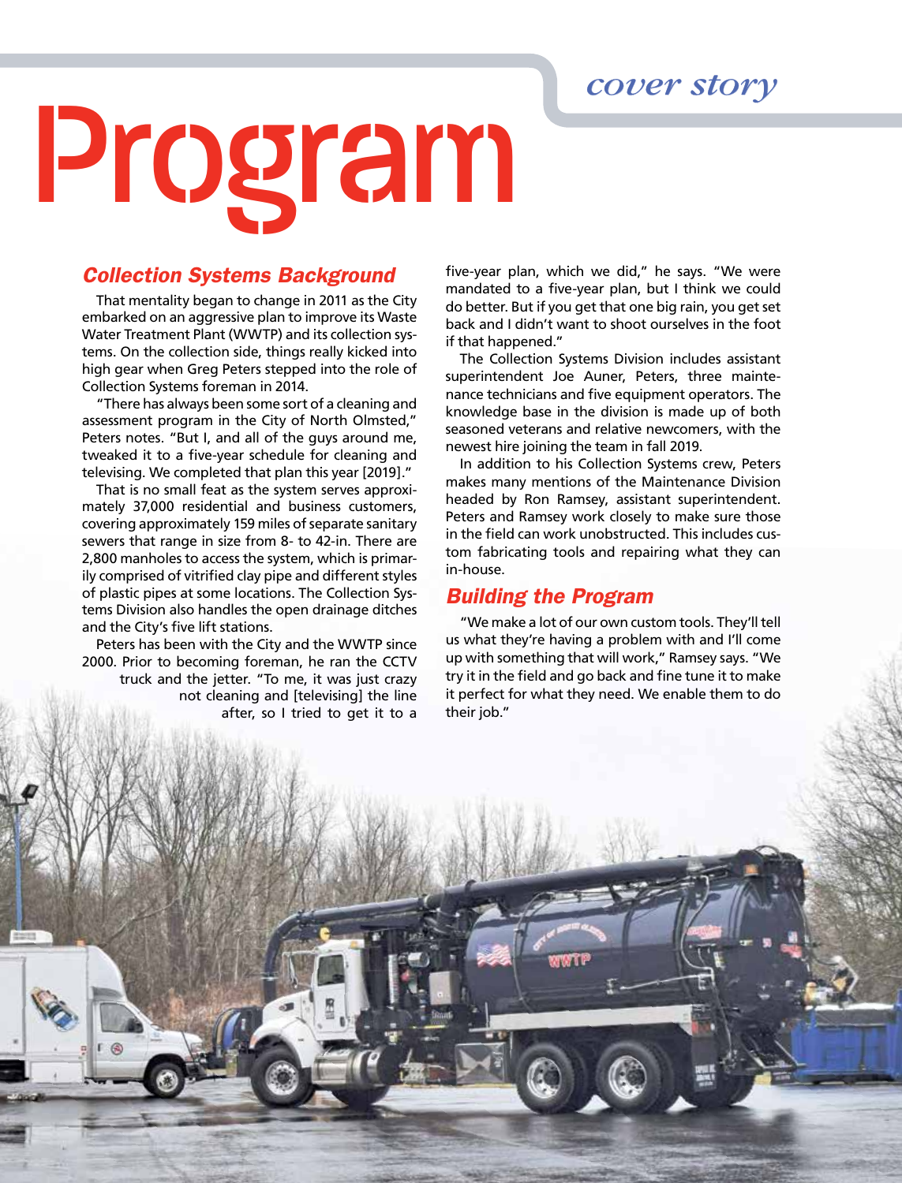# Program

## Collection Systems Background

That mentality began to change in 2011 as the City embarked on an aggressive plan to improve its Waste Water Treatment Plant (WWTP) and its collection systems. On the collection side, things really kicked into high gear when Greg Peters stepped into the role of Collection Systems foreman in 2014.

"There has always been some sort of a cleaning and assessment program in the City of North Olmsted," Peters notes. "But I, and all of the guys around me, tweaked it to a five-year schedule for cleaning and televising. We completed that plan this year [2019]."

That is no small feat as the system serves approximately 37,000 residential and business customers, covering approximately 159 miles of separate sanitary sewers that range in size from 8- to 42-in. There are 2,800 manholes to access the system, which is primarily comprised of vitrified clay pipe and different styles of plastic pipes at some locations. The Collection Systems Division also handles the open drainage ditches and the City's five lift stations.

Peters has been with the City and the WWTP since 2000. Prior to becoming foreman, he ran the CCTV truck and the jetter. "To me, it was just crazy not cleaning and [televising] the line after, so I tried to get it to a five-year plan, which we did," he says. "We were mandated to a five-year plan, but I think we could do better. But if you get that one big rain, you get set back and I didn't want to shoot ourselves in the foot if that happened."

The Collection Systems Division includes assistant superintendent Joe Auner, Peters, three maintenance technicians and five equipment operators. The knowledge base in the division is made up of both seasoned veterans and relative newcomers, with the newest hire joining the team in fall 2019.

In addition to his Collection Systems crew, Peters makes many mentions of the Maintenance Division headed by Ron Ramsey, assistant superintendent. Peters and Ramsey work closely to make sure those in the field can work unobstructed. This includes custom fabricating tools and repairing what they can in-house.

## Building the Program

"We make a lot of our own custom tools. They'll tell us what they're having a problem with and I'll come up with something that will work," Ramsey says. "We try it in the field and go back and fine tune it to make it perfect for what they need. We enable them to do their job."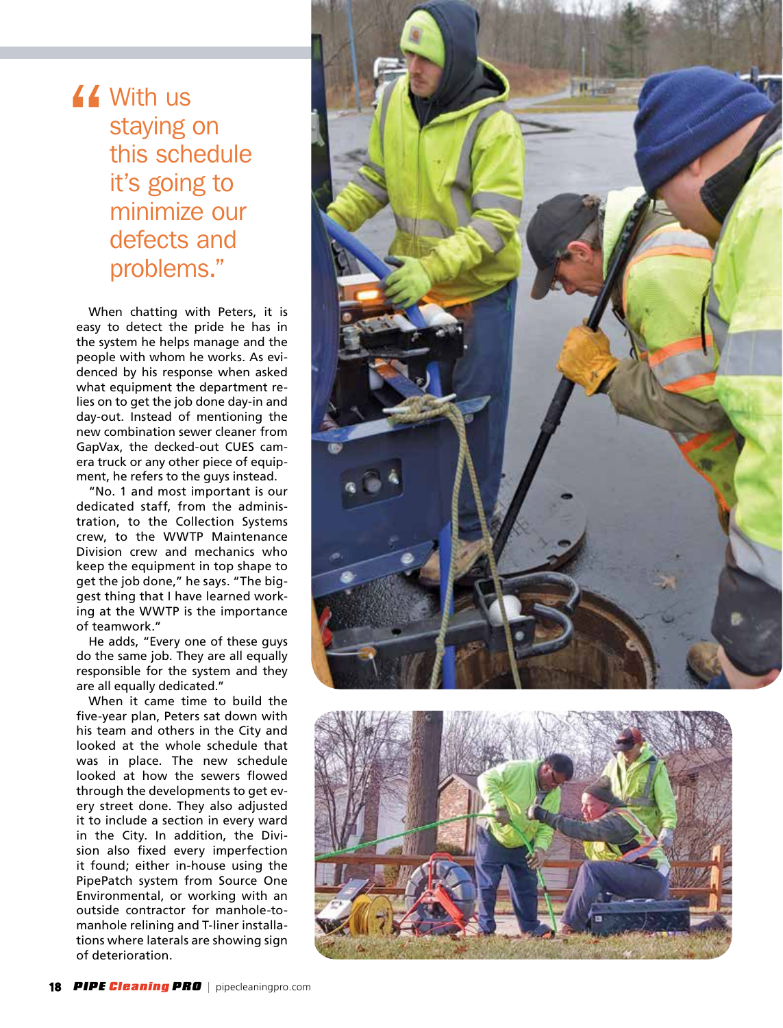> "With us staying on this schedule it's going to minimize our defects and problems."

When chatting with Peters, it is easy to detect the pride he has in the system he helps manage and the people with whom he works. As evidenced by his response when asked what equipment the department relies on to get the job done day-in and day-out. Instead of mentioning the new combination sewer cleaner from GapVax, the decked-out CUES camera truck or any other piece of equipment, he refers to the guys instead.

"No. 1 and most important is our dedicated staff, from the administration, to the Collection Systems crew, to the WWTP Maintenance Division crew and mechanics who keep the equipment in top shape to get the job done," he says. "The biggest thing that I have learned working at the WWTP is the importance of teamwork."

He adds, "Every one of these guys do the same job. They are all equally responsible for the system and they are all equally dedicated."

When it came time to build the five-year plan, Peters sat down with his team and others in the City and looked at the whole schedule that was in place. The new schedule looked at how the sewers flowed through the developments to get every street done. They also adjusted it to include a section in every ward in the City. In addition, the Division also fixed every imperfection it found; either in-house using the PipePatch system from Source One Environmental, or working with an outside contractor for manhole-to-manhole relining and T-liner installations where laterals are showing sign of deterioration.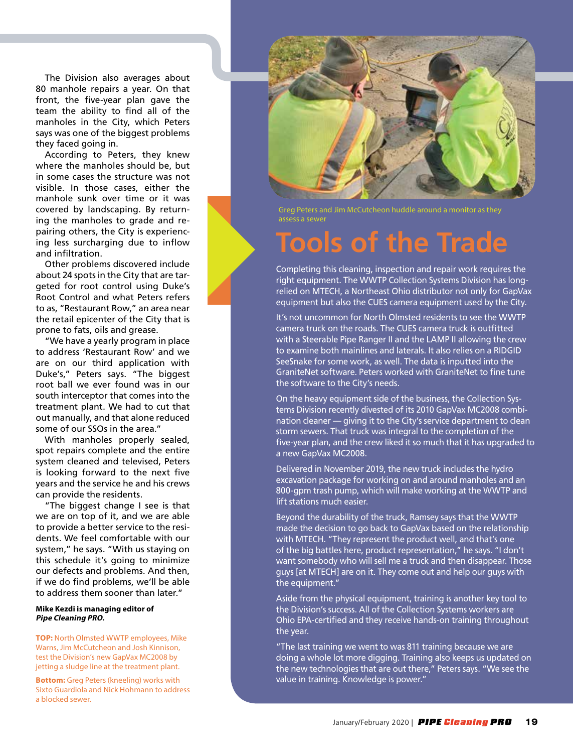The Division also averages about 80 manhole repairs a year. On that front, the five-year plan gave the team the ability to find all of the manholes in the City, which Peters says was one of the biggest problems they faced going in.

According to Peters, they knew where the manholes should be, but in some cases the structure was not visible. In those cases, either the manhole sunk over time or it was covered by landscaping. By returning the manholes to grade and repairing others, the City is experiencing less surcharging due to inflow and infiltration.

Other problems discovered include about 24 spots in the City that are targeted for root control using Duke's Root Control and what Peters refers to as, "Restaurant Row," an area near the retail epicenter of the City that is prone to fats, oils and grease.

"We have a yearly program in place to address 'Restaurant Row' and we are on our third application with Duke's," Peters says. "The biggest root ball we ever found was in our south interceptor that comes into the treatment plant. We had to cut that out manually, and that alone reduced some of our SSOs in the area."

With manholes properly sealed, spot repairs complete and the entire system cleaned and televised, Peters is looking forward to the next five years and the service he and his crews can provide the residents.

"The biggest change I see is that we are on top of it, and we are able to provide a better service to the residents. We feel comfortable with our system," he says. "With us staying on this schedule it's going to minimize our defects and problems. And then, if we do find problems, we'll be able to address them sooner than later."

**Mike Kezdi is managing editor of *Pipe Cleaning PRO.***

**TOP:** North Olmsted WWTP employees, Mike Warns, Jim McCutcheon and Josh Kinnison, test the Division's new GapVax MC2008 by jetting a sludge line at the treatment plant.

**Bottom:** Greg Peters (kneeling) works with Sixto Guardiola and Nick Hohmann to address a blocked sewer.

Greg Peters and Jim McCutcheon huddle around a monitor as they assess a sewer

# Tools of the Trade

Completing this cleaning, inspection and repair work requires the right equipment. The WWTP Collection Systems Division has long-relied on MTECH, a Northeast Ohio distributor not only for GapVax equipment but also the CUES camera equipment used by the City.

It's not uncommon for North Olmsted residents to see the WWTP camera truck on the roads. The CUES camera truck is outfitted with a Steerable Pipe Ranger II and the LAMP II allowing the crew to examine both mainlines and laterals. It also relies on a RIDGID SeeSnake for some work, as well. The data is inputted into the GraniteNet software. Peters worked with GraniteNet to fine tune the software to the City's needs.

On the heavy equipment side of the business, the Collection Systems Division recently divested of its 2010 GapVax MC2008 combination cleaner — giving it to the City's service department to clean storm sewers. That truck was integral to the completion of the five-year plan, and the crew liked it so much that it has upgraded to a new GapVax MC2008.

Delivered in November 2019, the new truck includes the hydro excavation package for working on and around manholes and an 800-gpm trash pump, which will make working at the WWTP and lift stations much easier.

Beyond the durability of the truck, Ramsey says that the WWTP made the decision to go back to GapVax based on the relationship with MTECH. "They represent the product well, and that's one of the big battles here, product representation," he says. "I don't want somebody who will sell me a truck and then disappear. Those guys [at MTECH] are on it. They come out and help our guys with the equipment."

Aside from the physical equipment, training is another key tool to the Division's success. All of the Collection Systems workers are Ohio EPA-certified and they receive hands-on training throughout the year.

"The last training we went to was 811 training because we are doing a whole lot more digging. Training also keeps us updated on the new technologies that are out there," Peters says. "We see the value in training. Knowledge is power."